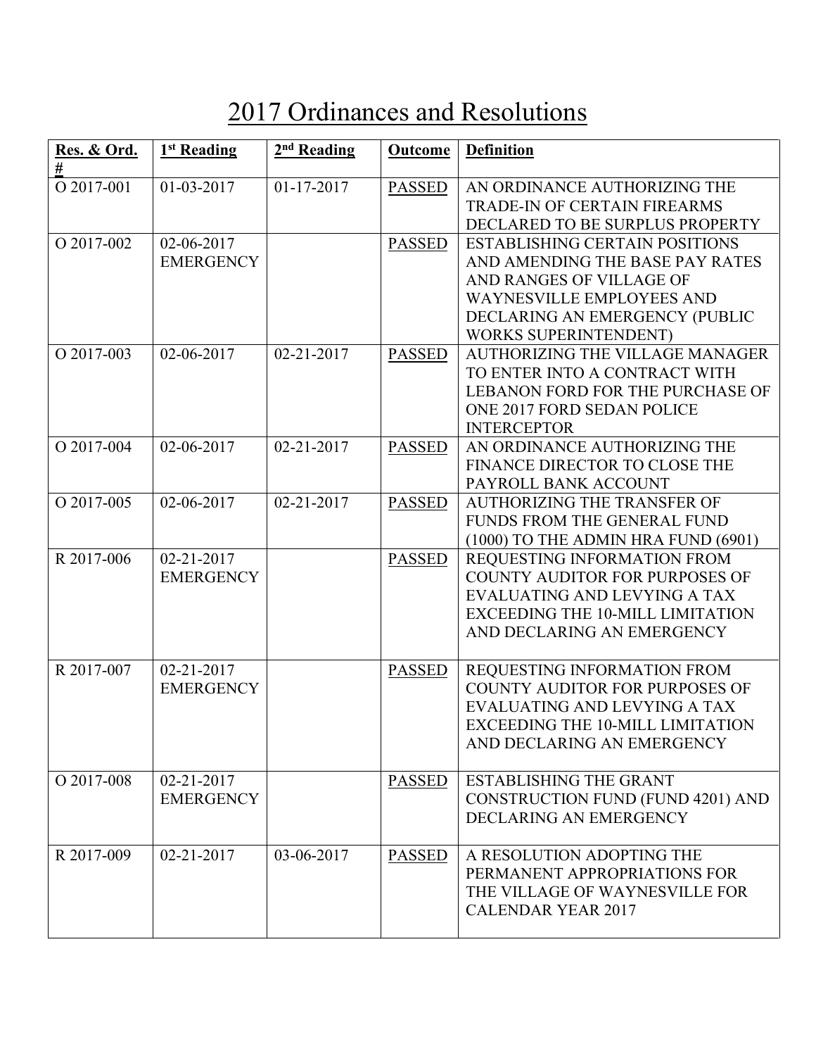# 2017 Ordinances and Resolutions

| Res. & Ord. # | 1st Reading | 2nd Reading | Outcome | Definition |
|---|---|---|---|---|
| O 2017-001 | 01-03-2017 | 01-17-2017 | PASSED | AN ORDINANCE AUTHORIZING THE TRADE-IN OF CERTAIN FIREARMS DECLARED TO BE SURPLUS PROPERTY |
| O 2017-002 | 02-06-2017 EMERGENCY | | PASSED | ESTABLISHING CERTAIN POSITIONS AND AMENDING THE BASE PAY RATES AND RANGES OF VILLAGE OF WAYNESVILLE EMPLOYEES AND DECLARING AN EMERGENCY (PUBLIC WORKS SUPERINTENDENT) |
| O 2017-003 | 02-06-2017 | 02-21-2017 | PASSED | AUTHORIZING THE VILLAGE MANAGER TO ENTER INTO A CONTRACT WITH LEBANON FORD FOR THE PURCHASE OF ONE 2017 FORD SEDAN POLICE INTERCEPTOR |
| O 2017-004 | 02-06-2017 | 02-21-2017 | PASSED | AN ORDINANCE AUTHORIZING THE FINANCE DIRECTOR TO CLOSE THE PAYROLL BANK ACCOUNT |
| O 2017-005 | 02-06-2017 | 02-21-2017 | PASSED | AUTHORIZING THE TRANSFER OF FUNDS FROM THE GENERAL FUND (1000) TO THE ADMIN HRA FUND (6901) |
| R 2017-006 | 02-21-2017 EMERGENCY | | PASSED | REQUESTING INFORMATION FROM COUNTY AUDITOR FOR PURPOSES OF EVALUATING AND LEVYING A TAX EXCEEDING THE 10-MILL LIMITATION AND DECLARING AN EMERGENCY |
| R 2017-007 | 02-21-2017 EMERGENCY | | PASSED | REQUESTING INFORMATION FROM COUNTY AUDITOR FOR PURPOSES OF EVALUATING AND LEVYING A TAX EXCEEDING THE 10-MILL LIMITATION AND DECLARING AN EMERGENCY |
| O 2017-008 | 02-21-2017 EMERGENCY | | PASSED | ESTABLISHING THE GRANT CONSTRUCTION FUND (FUND 4201) AND DECLARING AN EMERGENCY |
| R 2017-009 | 02-21-2017 | 03-06-2017 | PASSED | A RESOLUTION ADOPTING THE PERMANENT APPROPRIATIONS FOR THE VILLAGE OF WAYNESVILLE FOR CALENDAR YEAR 2017 |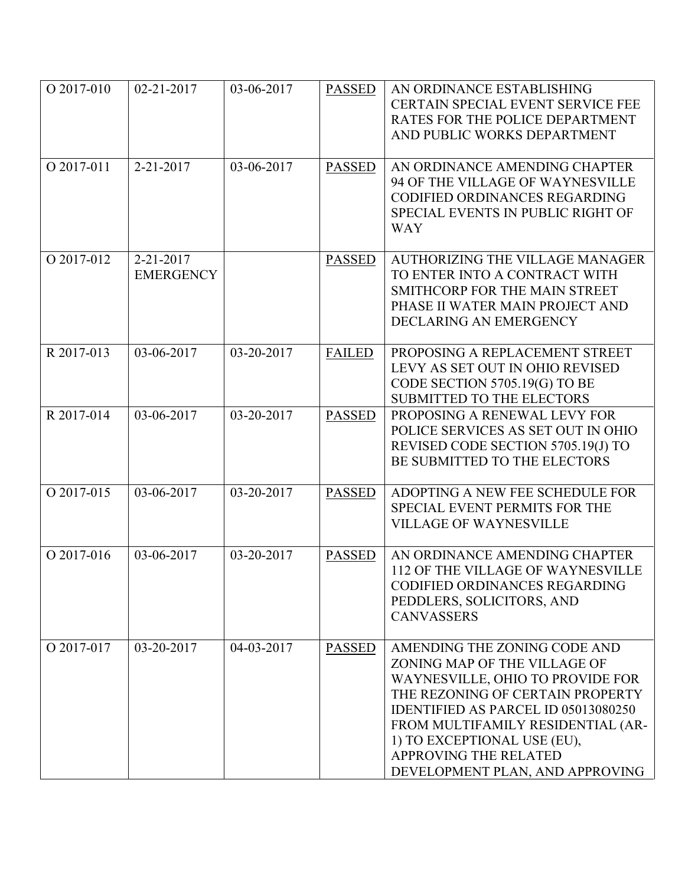| | | | | |
|---|---|---|---|---|
| O 2017-010 | 02-21-2017 | 03-06-2017 | PASSED | AN ORDINANCE ESTABLISHING CERTAIN SPECIAL EVENT SERVICE FEE RATES FOR THE POLICE DEPARTMENT AND PUBLIC WORKS DEPARTMENT |
| O 2017-011 | 2-21-2017 | 03-06-2017 | PASSED | AN ORDINANCE AMENDING CHAPTER 94 OF THE VILLAGE OF WAYNESVILLE CODIFIED ORDINANCES REGARDING SPECIAL EVENTS IN PUBLIC RIGHT OF WAY |
| O 2017-012 | 2-21-2017 EMERGENCY | | PASSED | AUTHORIZING THE VILLAGE MANAGER TO ENTER INTO A CONTRACT WITH SMITHCORP FOR THE MAIN STREET PHASE II WATER MAIN PROJECT AND DECLARING AN EMERGENCY |
| R 2017-013 | 03-06-2017 | 03-20-2017 | FAILED | PROPOSING A REPLACEMENT STREET LEVY AS SET OUT IN OHIO REVISED CODE SECTION 5705.19(G) TO BE SUBMITTED TO THE ELECTORS |
| R 2017-014 | 03-06-2017 | 03-20-2017 | PASSED | PROPOSING A RENEWAL LEVY FOR POLICE SERVICES AS SET OUT IN OHIO REVISED CODE SECTION 5705.19(J) TO BE SUBMITTED TO THE ELECTORS |
| O 2017-015 | 03-06-2017 | 03-20-2017 | PASSED | ADOPTING A NEW FEE SCHEDULE FOR SPECIAL EVENT PERMITS FOR THE VILLAGE OF WAYNESVILLE |
| O 2017-016 | 03-06-2017 | 03-20-2017 | PASSED | AN ORDINANCE AMENDING CHAPTER 112 OF THE VILLAGE OF WAYNESVILLE CODIFIED ORDINANCES REGARDING PEDDLERS, SOLICITORS, AND CANVASSERS |
| O 2017-017 | 03-20-2017 | 04-03-2017 | PASSED | AMENDING THE ZONING CODE AND ZONING MAP OF THE VILLAGE OF WAYNESVILLE, OHIO TO PROVIDE FOR THE REZONING OF CERTAIN PROPERTY IDENTIFIED AS PARCEL ID 05013080250 FROM MULTIFAMILY RESIDENTIAL (AR-1) TO EXCEPTIONAL USE (EU), APPROVING THE RELATED DEVELOPMENT PLAN, AND APPROVING |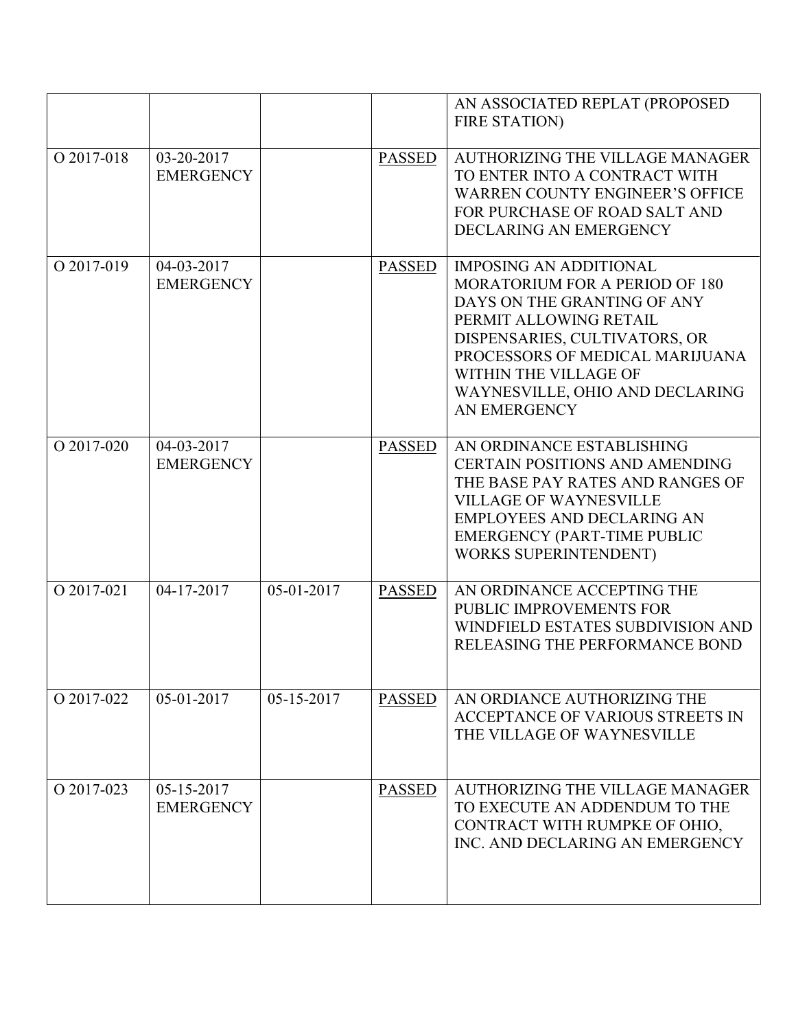| | | | | |
|---|---|---|---|---|
| | | | | AN ASSOCIATED REPLAT (PROPOSED FIRE STATION) |
| O 2017-018 | 03-20-2017 EMERGENCY | | PASSED | AUTHORIZING THE VILLAGE MANAGER TO ENTER INTO A CONTRACT WITH WARREN COUNTY ENGINEER'S OFFICE FOR PURCHASE OF ROAD SALT AND DECLARING AN EMERGENCY |
| O 2017-019 | 04-03-2017 EMERGENCY | | PASSED | IMPOSING AN ADDITIONAL MORATORIUM FOR A PERIOD OF 180 DAYS ON THE GRANTING OF ANY PERMIT ALLOWING RETAIL DISPENSARIES, CULTIVATORS, OR PROCESSORS OF MEDICAL MARIJUANA WITHIN THE VILLAGE OF WAYNESVILLE, OHIO AND DECLARING AN EMERGENCY |
| O 2017-020 | 04-03-2017 EMERGENCY | | PASSED | AN ORDINANCE ESTABLISHING CERTAIN POSITIONS AND AMENDING THE BASE PAY RATES AND RANGES OF VILLAGE OF WAYNESVILLE EMPLOYEES AND DECLARING AN EMERGENCY (PART-TIME PUBLIC WORKS SUPERINTENDENT) |
| O 2017-021 | 04-17-2017 | 05-01-2017 | PASSED | AN ORDINANCE ACCEPTING THE PUBLIC IMPROVEMENTS FOR WINDFIELD ESTATES SUBDIVISION AND RELEASING THE PERFORMANCE BOND |
| O 2017-022 | 05-01-2017 | 05-15-2017 | PASSED | AN ORDIANCE AUTHORIZING THE ACCEPTANCE OF VARIOUS STREETS IN THE VILLAGE OF WAYNESVILLE |
| O 2017-023 | 05-15-2017 EMERGENCY | | PASSED | AUTHORIZING THE VILLAGE MANAGER TO EXECUTE AN ADDENDUM TO THE CONTRACT WITH RUMPKE OF OHIO, INC. AND DECLARING AN EMERGENCY |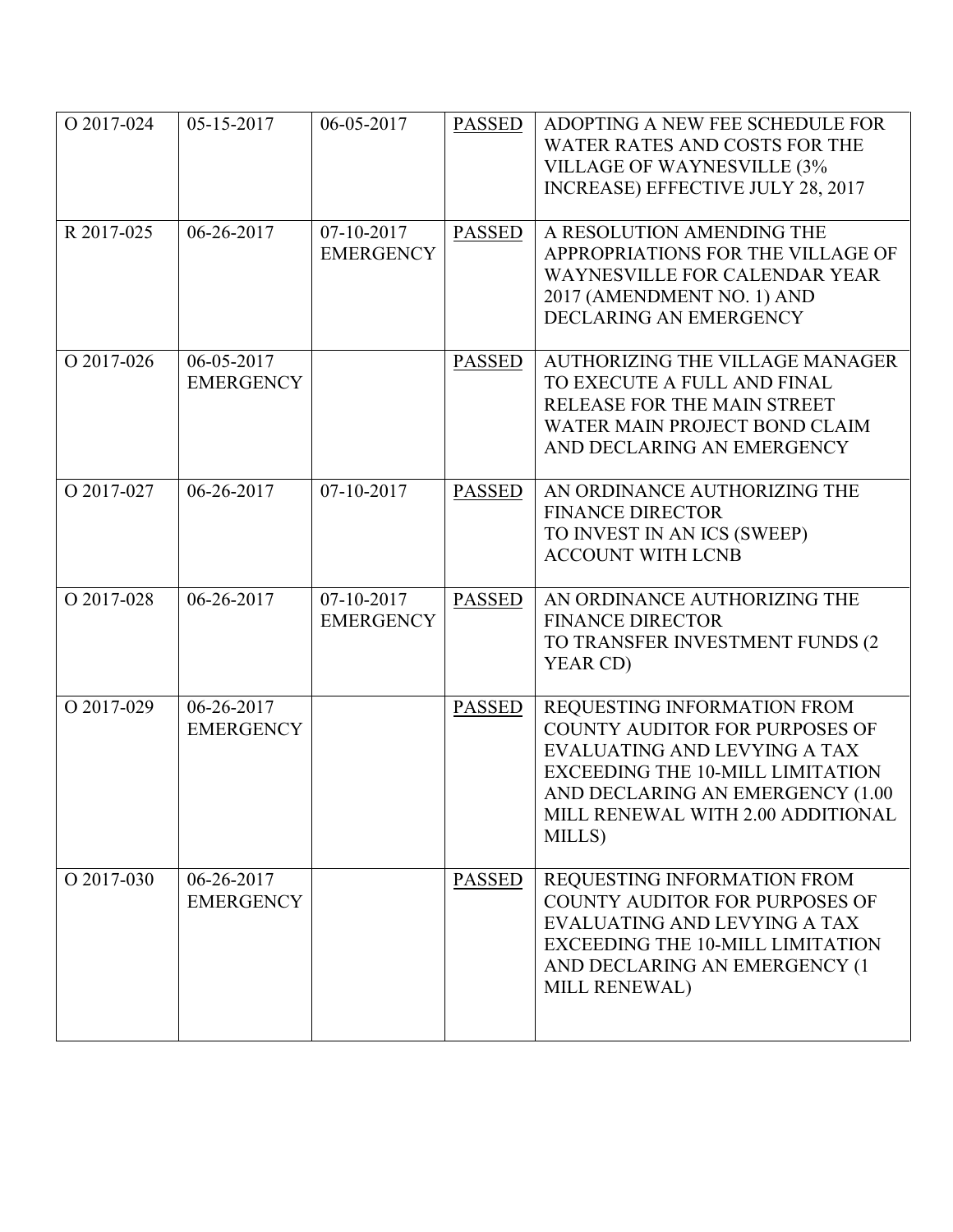| | | | | |
|---|---|---|---|---|
| O 2017-024 | 05-15-2017 | 06-05-2017 | PASSED | ADOPTING A NEW FEE SCHEDULE FOR WATER RATES AND COSTS FOR THE VILLAGE OF WAYNESVILLE (3% INCREASE) EFFECTIVE JULY 28, 2017 |
| R 2017-025 | 06-26-2017 | 07-10-2017 EMERGENCY | PASSED | A RESOLUTION AMENDING THE APPROPRIATIONS FOR THE VILLAGE OF WAYNESVILLE FOR CALENDAR YEAR 2017 (AMENDMENT NO. 1) AND DECLARING AN EMERGENCY |
| O 2017-026 | 06-05-2017 EMERGENCY | | PASSED | AUTHORIZING THE VILLAGE MANAGER TO EXECUTE A FULL AND FINAL RELEASE FOR THE MAIN STREET WATER MAIN PROJECT BOND CLAIM AND DECLARING AN EMERGENCY |
| O 2017-027 | 06-26-2017 | 07-10-2017 | PASSED | AN ORDINANCE AUTHORIZING THE FINANCE DIRECTOR TO INVEST IN AN ICS (SWEEP) ACCOUNT WITH LCNB |
| O 2017-028 | 06-26-2017 | 07-10-2017 EMERGENCY | PASSED | AN ORDINANCE AUTHORIZING THE FINANCE DIRECTOR TO TRANSFER INVESTMENT FUNDS (2 YEAR CD) |
| O 2017-029 | 06-26-2017 EMERGENCY | | PASSED | REQUESTING INFORMATION FROM COUNTY AUDITOR FOR PURPOSES OF EVALUATING AND LEVYING A TAX EXCEEDING THE 10-MILL LIMITATION AND DECLARING AN EMERGENCY (1.00 MILL RENEWAL WITH 2.00 ADDITIONAL MILLS) |
| O 2017-030 | 06-26-2017 EMERGENCY | | PASSED | REQUESTING INFORMATION FROM COUNTY AUDITOR FOR PURPOSES OF EVALUATING AND LEVYING A TAX EXCEEDING THE 10-MILL LIMITATION AND DECLARING AN EMERGENCY (1 MILL RENEWAL) |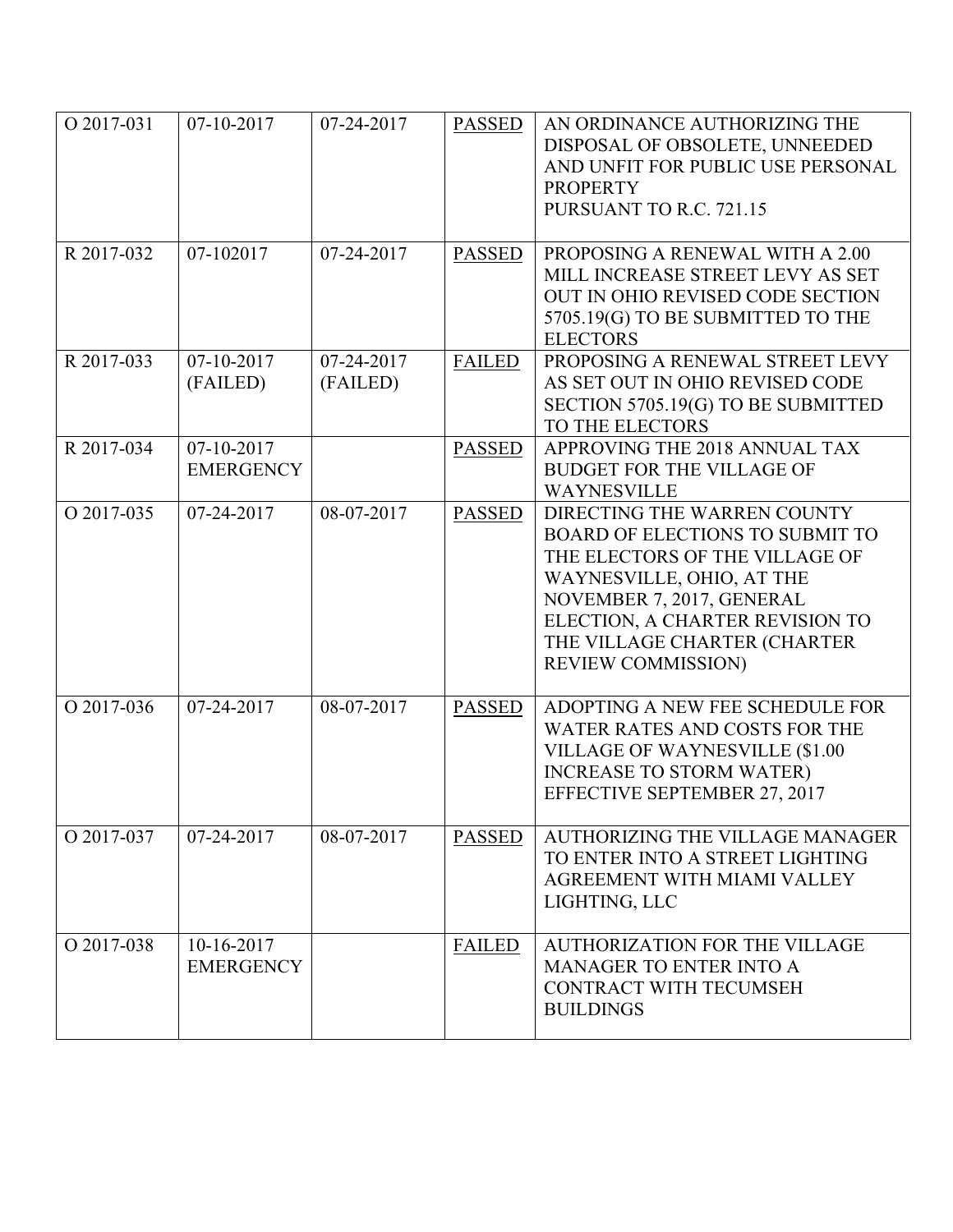| | | | | |
|---|---|---|---|---|
| O 2017-031 | 07-10-2017 | 07-24-2017 | <u>PASSED</u> | AN ORDINANCE AUTHORIZING THE DISPOSAL OF OBSOLETE, UNNEEDED AND UNFIT FOR PUBLIC USE PERSONAL PROPERTY PURSUANT TO R.C. 721.15 |
| R 2017-032 | 07-102017 | 07-24-2017 | <u>PASSED</u> | PROPOSING A RENEWAL WITH A 2.00 MILL INCREASE STREET LEVY AS SET OUT IN OHIO REVISED CODE SECTION 5705.19(G) TO BE SUBMITTED TO THE ELECTORS |
| R 2017-033 | 07-10-2017 (FAILED) | 07-24-2017 (FAILED) | <u>FAILED</u> | PROPOSING A RENEWAL STREET LEVY AS SET OUT IN OHIO REVISED CODE SECTION 5705.19(G) TO BE SUBMITTED TO THE ELECTORS |
| R 2017-034 | 07-10-2017 EMERGENCY | | <u>PASSED</u> | APPROVING THE 2018 ANNUAL TAX BUDGET FOR THE VILLAGE OF WAYNESVILLE |
| O 2017-035 | 07-24-2017 | 08-07-2017 | <u>PASSED</u> | DIRECTING THE WARREN COUNTY BOARD OF ELECTIONS TO SUBMIT TO THE ELECTORS OF THE VILLAGE OF WAYNESVILLE, OHIO, AT THE NOVEMBER 7, 2017, GENERAL ELECTION, A CHARTER REVISION TO THE VILLAGE CHARTER (CHARTER REVIEW COMMISSION) |
| O 2017-036 | 07-24-2017 | 08-07-2017 | <u>PASSED</u> | ADOPTING A NEW FEE SCHEDULE FOR WATER RATES AND COSTS FOR THE VILLAGE OF WAYNESVILLE ($1.00 INCREASE TO STORM WATER) EFFECTIVE SEPTEMBER 27, 2017 |
| O 2017-037 | 07-24-2017 | 08-07-2017 | <u>PASSED</u> | AUTHORIZING THE VILLAGE MANAGER TO ENTER INTO A STREET LIGHTING AGREEMENT WITH MIAMI VALLEY LIGHTING, LLC |
| O 2017-038 | 10-16-2017 EMERGENCY | | <u>FAILED</u> | AUTHORIZATION FOR THE VILLAGE MANAGER TO ENTER INTO A CONTRACT WITH TECUMSEH BUILDINGS |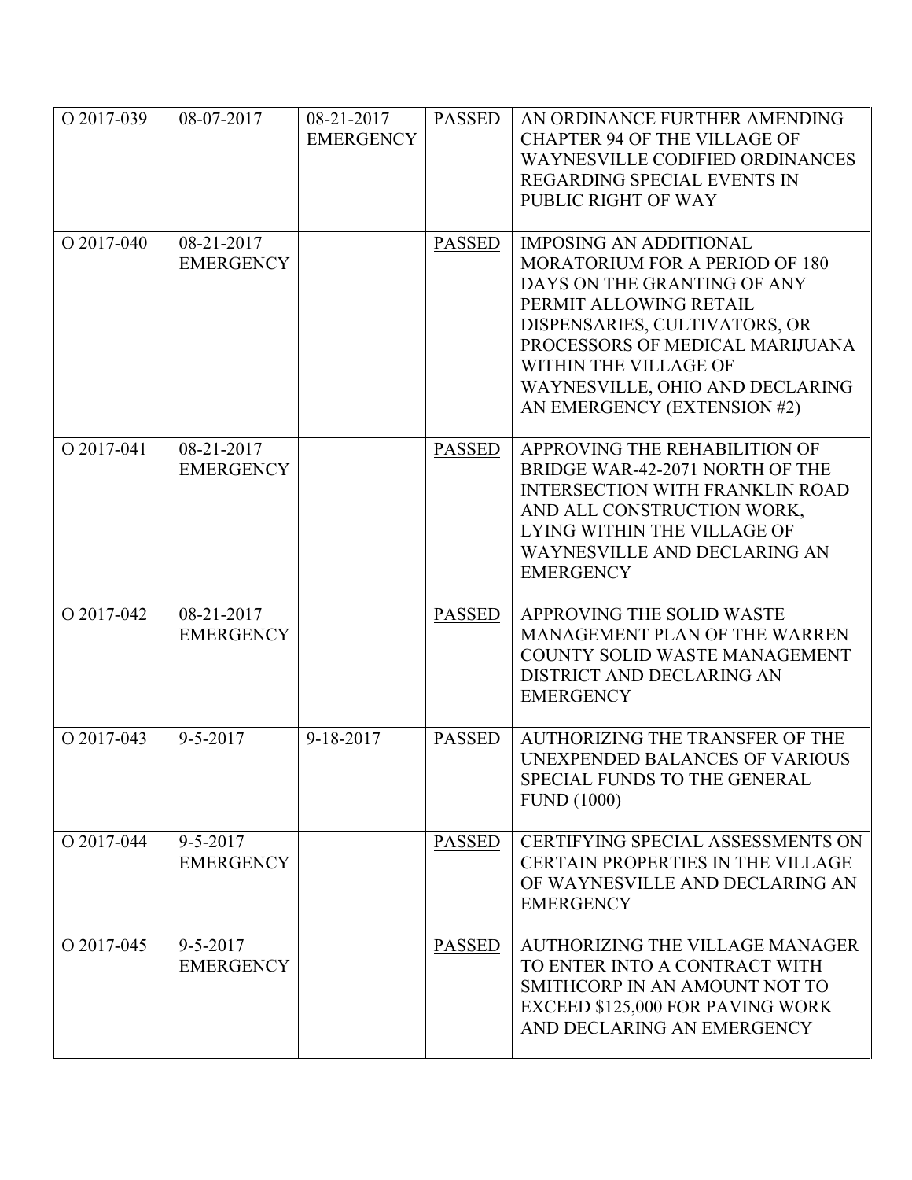| | | | | |
|---|---|---|---|---|
| O 2017-039 | 08-07-2017 | 08-21-2017 EMERGENCY | PASSED | AN ORDINANCE FURTHER AMENDING CHAPTER 94 OF THE VILLAGE OF WAYNESVILLE CODIFIED ORDINANCES REGARDING SPECIAL EVENTS IN PUBLIC RIGHT OF WAY |
| O 2017-040 | 08-21-2017 EMERGENCY | | PASSED | IMPOSING AN ADDITIONAL MORATORIUM FOR A PERIOD OF 180 DAYS ON THE GRANTING OF ANY PERMIT ALLOWING RETAIL DISPENSARIES, CULTIVATORS, OR PROCESSORS OF MEDICAL MARIJUANA WITHIN THE VILLAGE OF WAYNESVILLE, OHIO AND DECLARING AN EMERGENCY (EXTENSION #2) |
| O 2017-041 | 08-21-2017 EMERGENCY | | PASSED | APPROVING THE REHABILITION OF BRIDGE WAR-42-2071 NORTH OF THE INTERSECTION WITH FRANKLIN ROAD AND ALL CONSTRUCTION WORK, LYING WITHIN THE VILLAGE OF WAYNESVILLE AND DECLARING AN EMERGENCY |
| O 2017-042 | 08-21-2017 EMERGENCY | | PASSED | APPROVING THE SOLID WASTE MANAGEMENT PLAN OF THE WARREN COUNTY SOLID WASTE MANAGEMENT DISTRICT AND DECLARING AN EMERGENCY |
| O 2017-043 | 9-5-2017 | 9-18-2017 | PASSED | AUTHORIZING THE TRANSFER OF THE UNEXPENDED BALANCES OF VARIOUS SPECIAL FUNDS TO THE GENERAL FUND (1000) |
| O 2017-044 | 9-5-2017 EMERGENCY | | PASSED | CERTIFYING SPECIAL ASSESSMENTS ON CERTAIN PROPERTIES IN THE VILLAGE OF WAYNESVILLE AND DECLARING AN EMERGENCY |
| O 2017-045 | 9-5-2017 EMERGENCY | | PASSED | AUTHORIZING THE VILLAGE MANAGER TO ENTER INTO A CONTRACT WITH SMITHCORP IN AN AMOUNT NOT TO EXCEED $125,000 FOR PAVING WORK AND DECLARING AN EMERGENCY |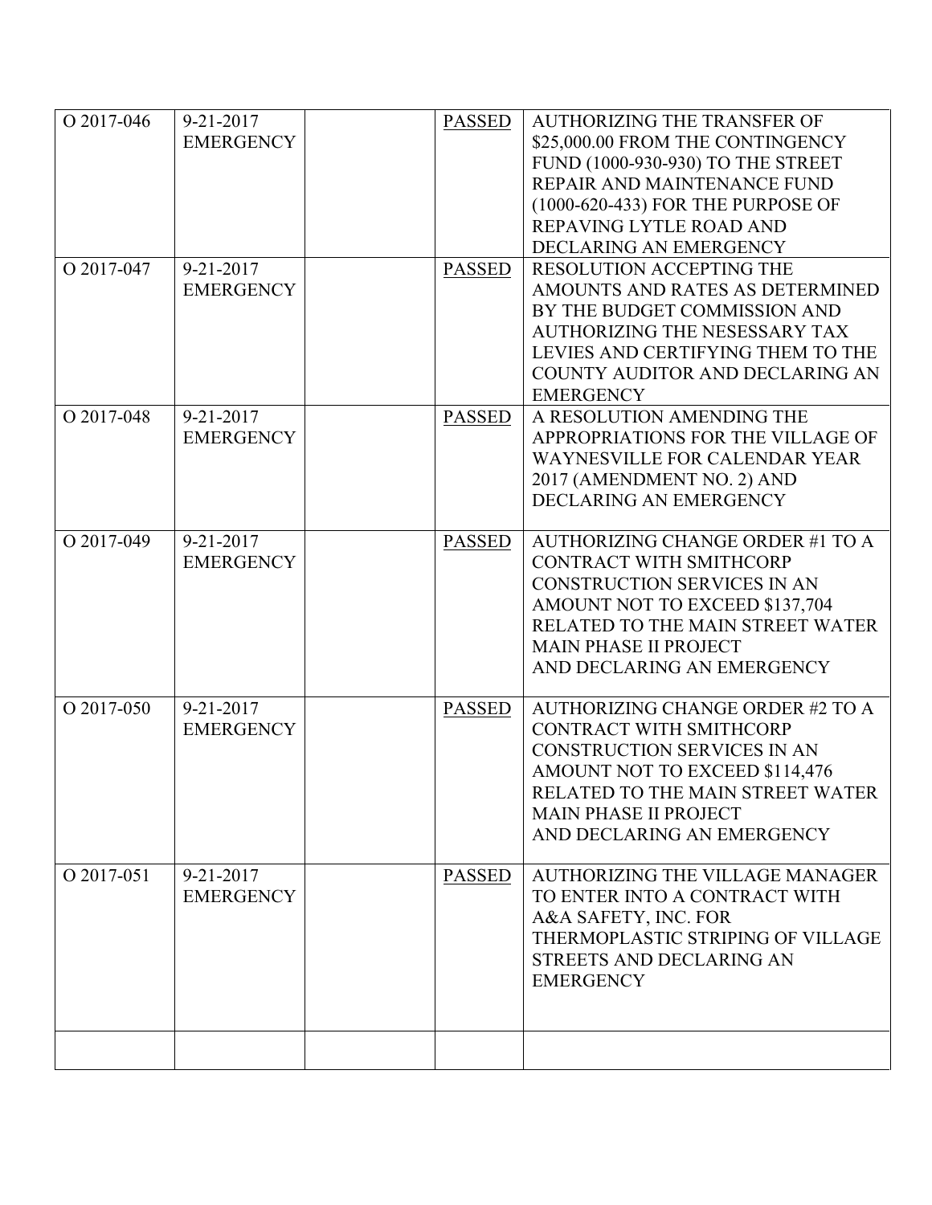| | | | | |
|---|---|---|---|---|
| O 2017-046 | 9-21-2017 EMERGENCY | | PASSED | AUTHORIZING THE TRANSFER OF $25,000.00 FROM THE CONTINGENCY FUND (1000-930-930) TO THE STREET REPAIR AND MAINTENANCE FUND (1000-620-433) FOR THE PURPOSE OF REPAVING LYTLE ROAD AND DECLARING AN EMERGENCY |
| O 2017-047 | 9-21-2017 EMERGENCY | | PASSED | RESOLUTION ACCEPTING THE AMOUNTS AND RATES AS DETERMINED BY THE BUDGET COMMISSION AND AUTHORIZING THE NESESSARY TAX LEVIES AND CERTIFYING THEM TO THE COUNTY AUDITOR AND DECLARING AN EMERGENCY |
| O 2017-048 | 9-21-2017 EMERGENCY | | PASSED | A RESOLUTION AMENDING THE APPROPRIATIONS FOR THE VILLAGE OF WAYNESVILLE FOR CALENDAR YEAR 2017 (AMENDMENT NO. 2) AND DECLARING AN EMERGENCY |
| O 2017-049 | 9-21-2017 EMERGENCY | | PASSED | AUTHORIZING CHANGE ORDER #1 TO A CONTRACT WITH SMITHCORP CONSTRUCTION SERVICES IN AN AMOUNT NOT TO EXCEED $137,704 RELATED TO THE MAIN STREET WATER MAIN PHASE II PROJECT AND DECLARING AN EMERGENCY |
| O 2017-050 | 9-21-2017 EMERGENCY | | PASSED | AUTHORIZING CHANGE ORDER #2 TO A CONTRACT WITH SMITHCORP CONSTRUCTION SERVICES IN AN AMOUNT NOT TO EXCEED $114,476 RELATED TO THE MAIN STREET WATER MAIN PHASE II PROJECT AND DECLARING AN EMERGENCY |
| O 2017-051 | 9-21-2017 EMERGENCY | | PASSED | AUTHORIZING THE VILLAGE MANAGER TO ENTER INTO A CONTRACT WITH A&A SAFETY, INC. FOR THERMOPLASTIC STRIPING OF VILLAGE STREETS AND DECLARING AN EMERGENCY |
| | | | | |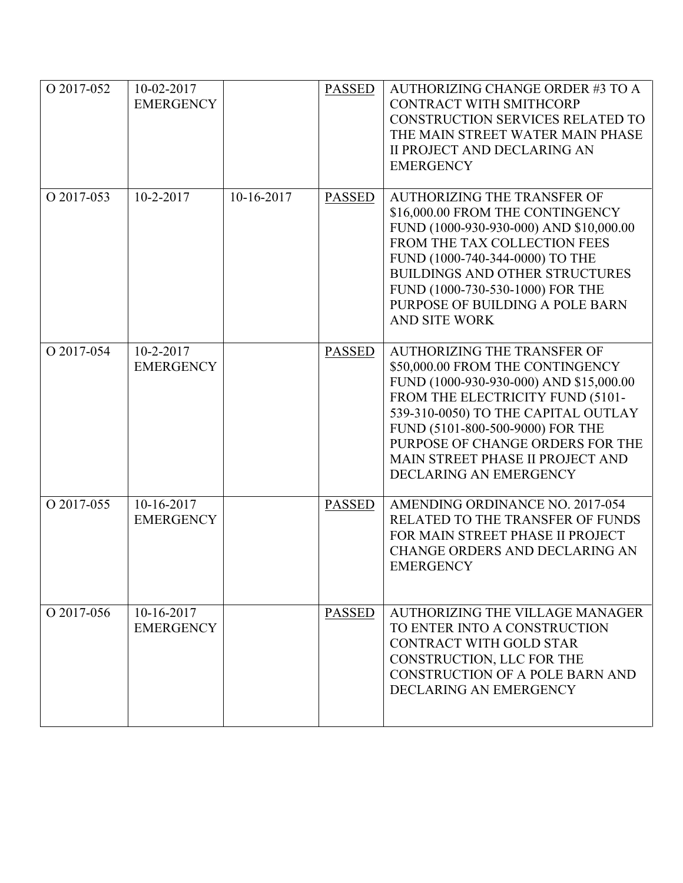| O 2017-052 | 10-02-2017 EMERGENCY | | PASSED | AUTHORIZING CHANGE ORDER #3 TO A CONTRACT WITH SMITHCORP CONSTRUCTION SERVICES RELATED TO THE MAIN STREET WATER MAIN PHASE II PROJECT AND DECLARING AN EMERGENCY |
|---|---|---|---|---|
| O 2017-053 | 10-2-2017 | 10-16-2017 | PASSED | AUTHORIZING THE TRANSFER OF $16,000.00 FROM THE CONTINGENCY FUND (1000-930-930-000) AND $10,000.00 FROM THE TAX COLLECTION FEES FUND (1000-740-344-0000) TO THE BUILDINGS AND OTHER STRUCTURES FUND (1000-730-530-1000) FOR THE PURPOSE OF BUILDING A POLE BARN AND SITE WORK |
| O 2017-054 | 10-2-2017 EMERGENCY | | PASSED | AUTHORIZING THE TRANSFER OF $50,000.00 FROM THE CONTINGENCY FUND (1000-930-930-000) AND $15,000.00 FROM THE ELECTRICITY FUND (5101-539-310-0050) TO THE CAPITAL OUTLAY FUND (5101-800-500-9000) FOR THE PURPOSE OF CHANGE ORDERS FOR THE MAIN STREET PHASE II PROJECT AND DECLARING AN EMERGENCY |
| O 2017-055 | 10-16-2017 EMERGENCY | | PASSED | AMENDING ORDINANCE NO. 2017-054 RELATED TO THE TRANSFER OF FUNDS FOR MAIN STREET PHASE II PROJECT CHANGE ORDERS AND DECLARING AN EMERGENCY |
| O 2017-056 | 10-16-2017 EMERGENCY | | PASSED | AUTHORIZING THE VILLAGE MANAGER TO ENTER INTO A CONSTRUCTION CONTRACT WITH GOLD STAR CONSTRUCTION, LLC FOR THE CONSTRUCTION OF A POLE BARN AND DECLARING AN EMERGENCY |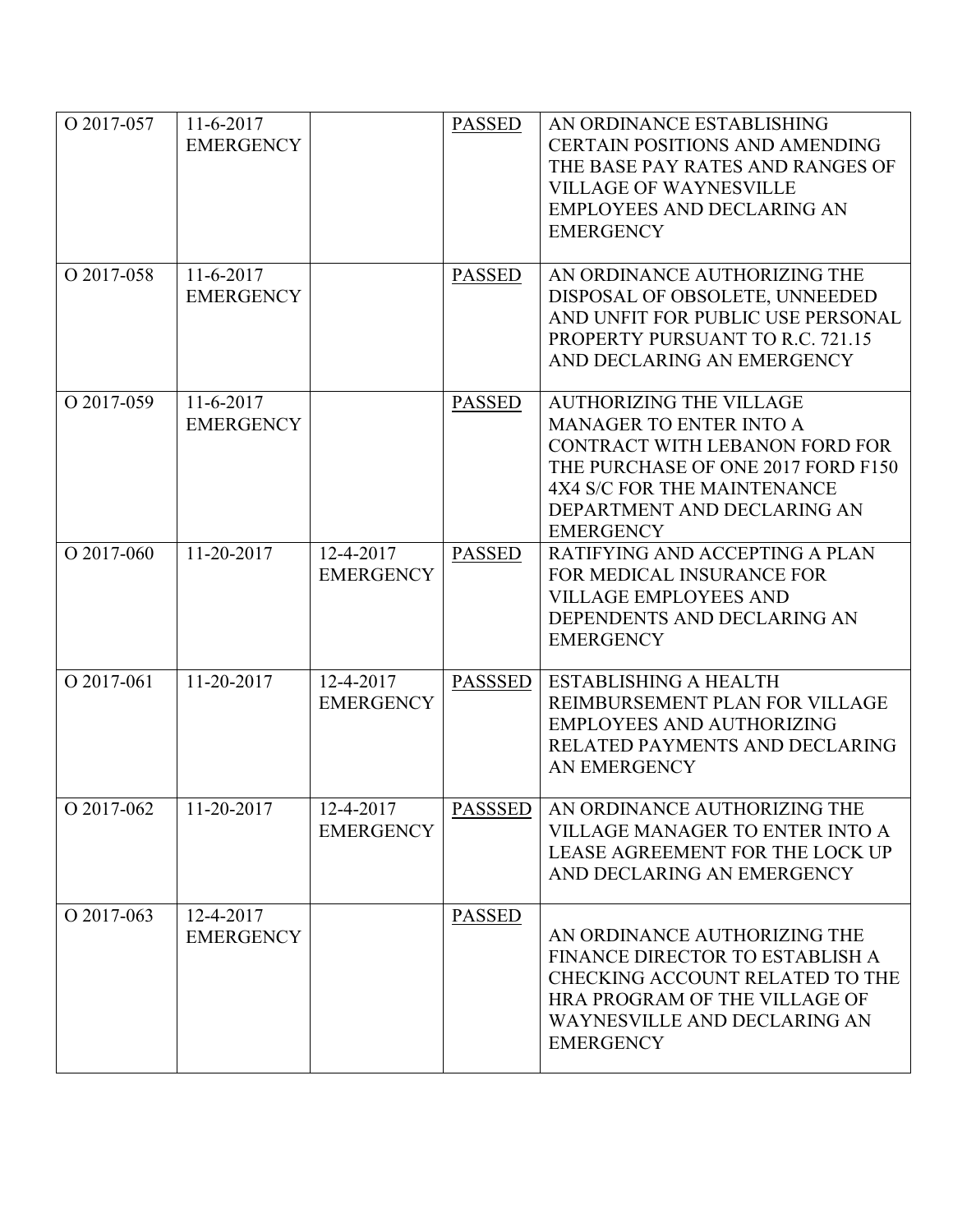| | | | | |
|---|---|---|---|---|
| O 2017-057 | 11-6-2017 EMERGENCY | | PASSED | AN ORDINANCE ESTABLISHING CERTAIN POSITIONS AND AMENDING THE BASE PAY RATES AND RANGES OF VILLAGE OF WAYNESVILLE EMPLOYEES AND DECLARING AN EMERGENCY |
| O 2017-058 | 11-6-2017 EMERGENCY | | PASSED | AN ORDINANCE AUTHORIZING THE DISPOSAL OF OBSOLETE, UNNEEDED AND UNFIT FOR PUBLIC USE PERSONAL PROPERTY PURSUANT TO R.C. 721.15 AND DECLARING AN EMERGENCY |
| O 2017-059 | 11-6-2017 EMERGENCY | | PASSED | AUTHORIZING THE VILLAGE MANAGER TO ENTER INTO A CONTRACT WITH LEBANON FORD FOR THE PURCHASE OF ONE 2017 FORD F150 4X4 S/C FOR THE MAINTENANCE DEPARTMENT AND DECLARING AN EMERGENCY |
| O 2017-060 | 11-20-2017 | 12-4-2017 EMERGENCY | PASSED | RATIFYING AND ACCEPTING A PLAN FOR MEDICAL INSURANCE FOR VILLAGE EMPLOYEES AND DEPENDENTS AND DECLARING AN EMERGENCY |
| O 2017-061 | 11-20-2017 | 12-4-2017 EMERGENCY | PASSSED | ESTABLISHING A HEALTH REIMBURSEMENT PLAN FOR VILLAGE EMPLOYEES AND AUTHORIZING RELATED PAYMENTS AND DECLARING AN EMERGENCY |
| O 2017-062 | 11-20-2017 | 12-4-2017 EMERGENCY | PASSSED | AN ORDINANCE AUTHORIZING THE VILLAGE MANAGER TO ENTER INTO A LEASE AGREEMENT FOR THE LOCK UP AND DECLARING AN EMERGENCY |
| O 2017-063 | 12-4-2017 EMERGENCY | | PASSED | AN ORDINANCE AUTHORIZING THE FINANCE DIRECTOR TO ESTABLISH A CHECKING ACCOUNT RELATED TO THE HRA PROGRAM OF THE VILLAGE OF WAYNESVILLE AND DECLARING AN EMERGENCY |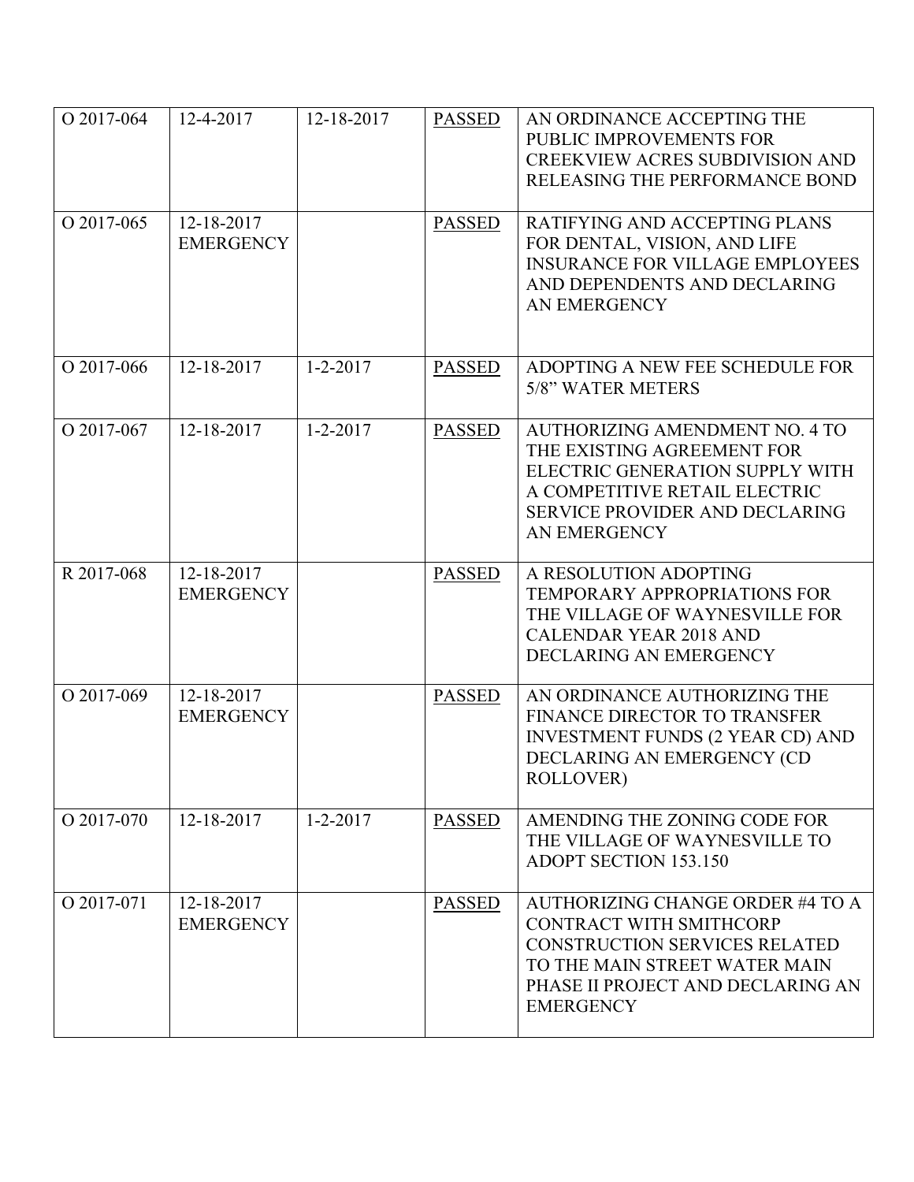| | | | | |
|---|---|---|---|---|
| O 2017-064 | 12-4-2017 | 12-18-2017 | PASSED | AN ORDINANCE ACCEPTING THE PUBLIC IMPROVEMENTS FOR CREEKVIEW ACRES SUBDIVISION AND RELEASING THE PERFORMANCE BOND |
| O 2017-065 | 12-18-2017 EMERGENCY | | PASSED | RATIFYING AND ACCEPTING PLANS FOR DENTAL, VISION, AND LIFE INSURANCE FOR VILLAGE EMPLOYEES AND DEPENDENTS AND DECLARING AN EMERGENCY |
| O 2017-066 | 12-18-2017 | 1-2-2017 | PASSED | ADOPTING A NEW FEE SCHEDULE FOR 5/8" WATER METERS |
| O 2017-067 | 12-18-2017 | 1-2-2017 | PASSED | AUTHORIZING AMENDMENT NO. 4 TO THE EXISTING AGREEMENT FOR ELECTRIC GENERATION SUPPLY WITH A COMPETITIVE RETAIL ELECTRIC SERVICE PROVIDER AND DECLARING AN EMERGENCY |
| R 2017-068 | 12-18-2017 EMERGENCY | | PASSED | A RESOLUTION ADOPTING TEMPORARY APPROPRIATIONS FOR THE VILLAGE OF WAYNESVILLE FOR CALENDAR YEAR 2018 AND DECLARING AN EMERGENCY |
| O 2017-069 | 12-18-2017 EMERGENCY | | PASSED | AN ORDINANCE AUTHORIZING THE FINANCE DIRECTOR TO TRANSFER INVESTMENT FUNDS (2 YEAR CD) AND DECLARING AN EMERGENCY (CD ROLLOVER) |
| O 2017-070 | 12-18-2017 | 1-2-2017 | PASSED | AMENDING THE ZONING CODE FOR THE VILLAGE OF WAYNESVILLE TO ADOPT SECTION 153.150 |
| O 2017-071 | 12-18-2017 EMERGENCY | | PASSED | AUTHORIZING CHANGE ORDER #4 TO A CONTRACT WITH SMITHCORP CONSTRUCTION SERVICES RELATED TO THE MAIN STREET WATER MAIN PHASE II PROJECT AND DECLARING AN EMERGENCY |